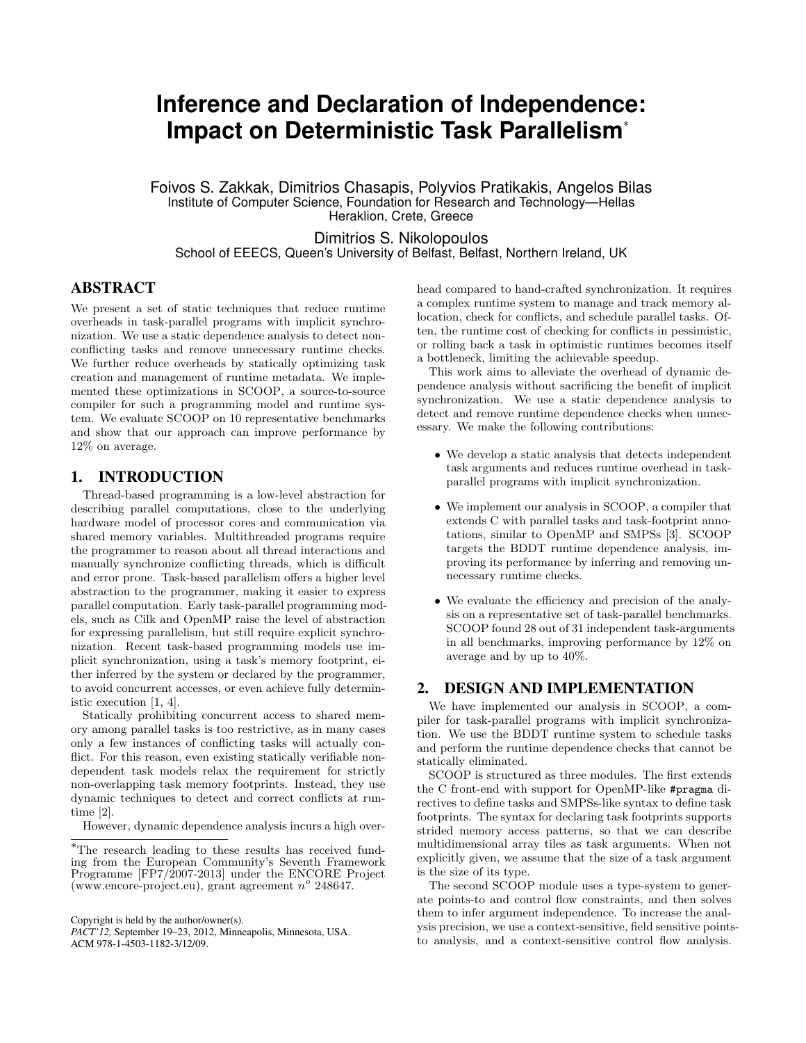# Inference and Declaration of Independence: Impact on Deterministic Task Parallelism*

Foivos S. Zakkak, Dimitrios Chasapis, Polyvios Pratikakis, Angelos Bilas
Institute of Computer Science, Foundation for Research and Technology—Hellas
Heraklion, Crete, Greece

Dimitrios S. Nikolopoulos
School of EEECS, Queen's University of Belfast, Belfast, Northern Ireland, UK

## ABSTRACT

We present a set of static techniques that reduce runtime overheads in task-parallel programs with implicit synchronization. We use a static dependence analysis to detect non-conflicting tasks and remove unnecessary runtime checks. We further reduce overheads by statically optimizing task creation and management of runtime metadata. We implemented these optimizations in SCOOP, a source-to-source compiler for such a programming model and runtime system. We evaluate SCOOP on 10 representative benchmarks and show that our approach can improve performance by 12% on average.

## 1. INTRODUCTION

Thread-based programming is a low-level abstraction for describing parallel computations, close to the underlying hardware model of processor cores and communication via shared memory variables. Multithreaded programs require the programmer to reason about all thread interactions and manually synchronize conflicting threads, which is difficult and error prone. Task-based parallelism offers a higher level abstraction to the programmer, making it easier to express parallel computation. Early task-parallel programming models, such as Cilk and OpenMP raise the level of abstraction for expressing parallelism, but still require explicit synchronization. Recent task-based programming models use implicit synchronization, using a task's memory footprint, either inferred by the system or declared by the programmer, to avoid concurrent accesses, or even achieve fully deterministic execution [1, 4].

Statically prohibiting concurrent access to shared memory among parallel tasks is too restrictive, as in many cases only a few instances of conflicting tasks will actually conflict. For this reason, even existing statically verifiable non-dependent task models relax the requirement for strictly non-overlapping task memory footprints. Instead, they use dynamic techniques to detect and correct conflicts at runtime [2].

However, dynamic dependence analysis incurs a high overhead compared to hand-crafted synchronization. It requires a complex runtime system to manage and track memory allocation, check for conflicts, and schedule parallel tasks. Often, the runtime cost of checking for conflicts in pessimistic, or rolling back a task in optimistic runtimes becomes itself a bottleneck, limiting the achievable speedup.

This work aims to alleviate the overhead of dynamic dependence analysis without sacrificing the benefit of implicit synchronization. We use a static dependence analysis to detect and remove runtime dependence checks when unnecessary. We make the following contributions:

- We develop a static analysis that detects independent task arguments and reduces runtime overhead in task-parallel programs with implicit synchronization.
- We implement our analysis in SCOOP, a compiler that extends C with parallel tasks and task-footprint annotations, similar to OpenMP and SMPSs [3]. SCOOP targets the BDDT runtime dependence analysis, improving its performance by inferring and removing unnecessary runtime checks.
- We evaluate the efficiency and precision of the analysis on a representative set of task-parallel benchmarks. SCOOP found 28 out of 31 independent task-arguments in all benchmarks, improving performance by 12% on average and by up to 40%.

## 2. DESIGN AND IMPLEMENTATION

We have implemented our analysis in SCOOP, a compiler for task-parallel programs with implicit synchronization. We use the BDDT runtime system to schedule tasks and perform the runtime dependence checks that cannot be statically eliminated.

SCOOP is structured as three modules. The first extends the C front-end with support for OpenMP-like `#pragma` directives to define tasks and SMPSs-like syntax to define task footprints. The syntax for declaring task footprints supports strided memory access patterns, so that we can describe multidimensional array tiles as task arguments. When not explicitly given, we assume that the size of a task argument is the size of its type.

The second SCOOP module uses a type-system to generate points-to and control flow constraints, and then solves them to infer argument independence. To increase the analysis precision, we use a context-sensitive, field sensitive points-to analysis, and a context-sensitive control flow analysis.

*The research leading to these results has received funding from the European Community's Seventh Framework Programme [FP7/2007-2013] under the ENCORE Project (www.encore-project.eu), grant agreement $n^o$ 248647.

Copyright is held by the author/owner(s).
*PACT'12*, September 19–23, 2012, Minneapolis, Minnesota, USA.
ACM 978-1-4503-1182-3/12/09.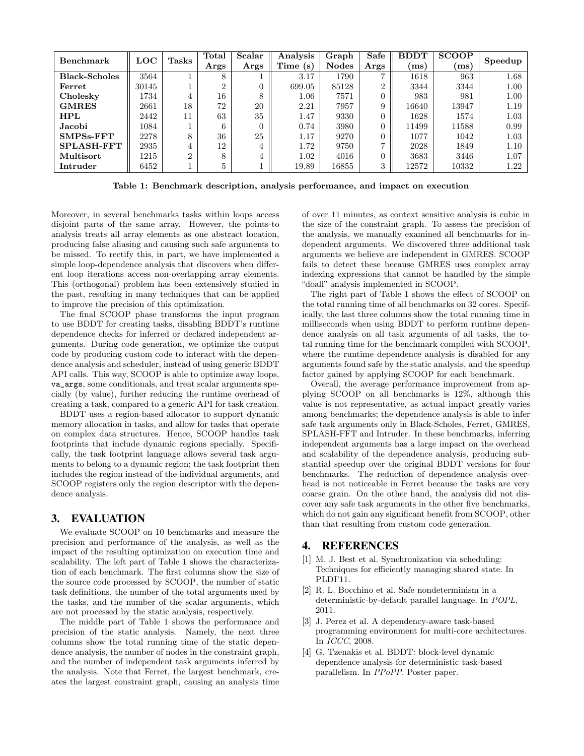| Benchmark | LOC | Tasks | Total Args | Scalar Args | Analysis Time (s) | Graph Nodes | Safe Args | BDDT (ms) | SCOOP (ms) | Speedup |
|---|---|---|---|---|---|---|---|---|---|---|
| **Black-Scholes** | 3564 | 1 | 8 | 1 | 3.17 | 1790 | 7 | 1618 | 963 | 1.68 |
| **Ferret** | 30145 | 1 | 2 | 0 | 699.05 | 85128 | 2 | 3344 | 3344 | 1.00 |
| **Cholesky** | 1734 | 4 | 16 | 8 | 1.06 | 7571 | 0 | 983 | 981 | 1.00 |
| **GMRES** | 2661 | 18 | 72 | 20 | 2.21 | 7957 | 9 | 16640 | 13947 | 1.19 |
| **HPL** | 2442 | 11 | 63 | 35 | 1.47 | 9330 | 0 | 1628 | 1574 | 1.03 |
| **Jacobi** | 1084 | 1 | 6 | 0 | 0.74 | 3980 | 0 | 11499 | 11588 | 0.99 |
| **SMPSs-FFT** | 2278 | 8 | 36 | 25 | 1.17 | 9270 | 0 | 1077 | 1042 | 1.03 |
| **SPLASH-FFT** | 2935 | 4 | 12 | 4 | 1.72 | 9750 | 7 | 2028 | 1849 | 1.10 |
| **Multisort** | 1215 | 2 | 8 | 4 | 1.02 | 4016 | 0 | 3683 | 3446 | 1.07 |
| **Intruder** | 6452 | 1 | 5 | 1 | 19.89 | 16855 | 3 | 12572 | 10332 | 1.22 |

**Table 1: Benchmark description, analysis performance, and impact on execution**

Moreover, in several benchmarks tasks within loops access disjoint parts of the same array. However, the points-to analysis treats all array elements as one abstract location, producing false aliasing and causing such safe arguments to be missed. To rectify this, in part, we have implemented a simple loop-dependence analysis that discovers when different loop iterations access non-overlapping array elements. This (orthogonal) problem has been extensively studied in the past, resulting in many techniques that can be applied to improve the precision of this optimization.

The final SCOOP phase transforms the input program to use BDDT for creating tasks, disabling BDDT's runtime dependence checks for inferred or declared independent arguments. During code generation, we optimize the output code by producing custom code to interact with the dependence analysis and scheduler, instead of using generic BDDT API calls. This way, SCOOP is able to optimize away loops, `va_args`, some conditionals, and treat scalar arguments specially (by value), further reducing the runtime overhead of creating a task, compared to a generic API for task creation.

BDDT uses a region-based allocator to support dynamic memory allocation in tasks, and allow for tasks that operate on complex data structures. Hence, SCOOP handles task footprints that include dynamic regions specially. Specifically, the task footprint language allows several task arguments to belong to a dynamic region; the task footprint then includes the region instead of the individual arguments, and SCOOP registers only the region descriptor with the dependence analysis.

## 3. EVALUATION

We evaluate SCOOP on 10 benchmarks and measure the precision and performance of the analysis, as well as the impact of the resulting optimization on execution time and scalability. The left part of Table 1 shows the characterization of each benchmark. The first columns show the size of the source code processed by SCOOP, the number of static task definitions, the number of the total arguments used by the tasks, and the number of the scalar arguments, which are not processed by the static analysis, respectively.

The middle part of Table 1 shows the performance and precision of the static analysis. Namely, the next three columns show the total running time of the static dependence analysis, the number of nodes in the constraint graph, and the number of independent task arguments inferred by the analysis. Note that Ferret, the largest benchmark, creates the largest constraint graph, causing an analysis time of over 11 minutes, as context sensitive analysis is cubic in the size of the constraint graph. To assess the precision of the analysis, we manually examined all benchmarks for independent arguments. We discovered three additional task arguments we believe are independent in GMRES. SCOOP fails to detect these because GMRES uses complex array indexing expressions that cannot be handled by the simple "doall" analysis implemented in SCOOP.

The right part of Table 1 shows the effect of SCOOP on the total running time of all benchmarks on 32 cores. Specifically, the last three columns show the total running time in milliseconds when using BDDT to perform runtime dependence analysis on all task arguments of all tasks, the total running time for the benchmark compiled with SCOOP, where the runtime dependence analysis is disabled for any arguments found safe by the static analysis, and the speedup factor gained by applying SCOOP for each benchmark.

Overall, the average performance improvement from applying SCOOP on all benchmarks is 12%, although this value is not representative, as actual impact greatly varies among benchmarks; the dependence analysis is able to infer safe task arguments only in Black-Scholes, Ferret, GMRES, SPLASH-FFT and Intruder. In these benchmarks, inferring independent arguments has a large impact on the overhead and scalability of the dependence analysis, producing substantial speedup over the original BDDT versions for four benchmarks. The reduction of dependence analysis overhead is not noticeable in Ferret because the tasks are very coarse grain. On the other hand, the analysis did not discover any safe task arguments in the other five benchmarks, which do not gain any significant benefit from SCOOP, other than that resulting from custom code generation.

## 4. REFERENCES

- [1] M. J. Best et al. Synchronization via scheduling: Techniques for efficiently managing shared state. In PLDI'11.
- [2] R. L. Bocchino et al. Safe nondeterminism in a deterministic-by-default parallel language. In *POPL*, 2011.
- [3] J. Perez et al. A dependency-aware task-based programming environment for multi-core architectures. In *ICCC*, 2008.
- [4] G. Tzenakis et al. BDDT: block-level dynamic dependence analysis for deterministic task-based parallelism. In *PPoPP*. Poster paper.